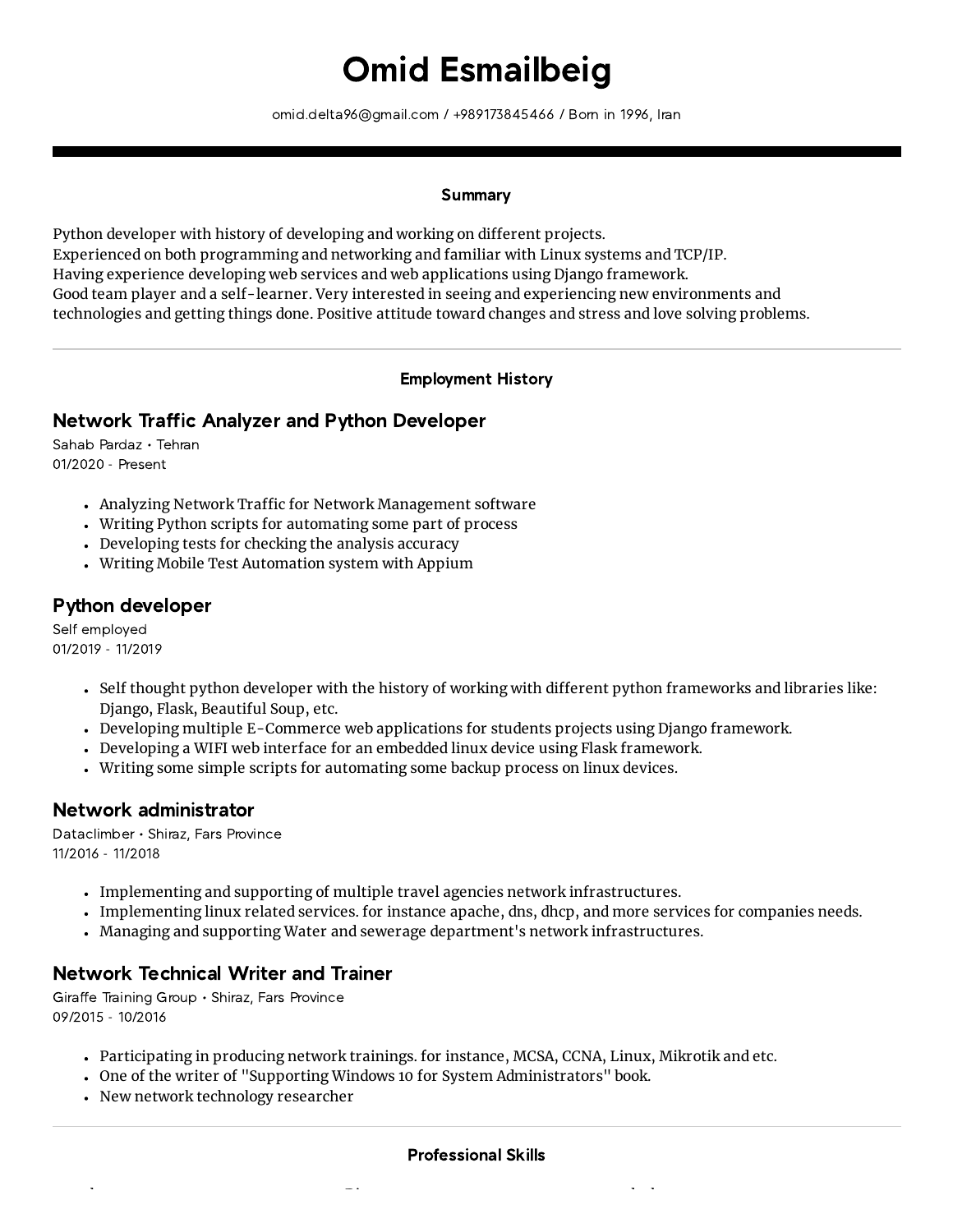# Omid Esmailbeig

omid.delta96@gmail.com / +989173845466 / Born in 1996, Iran

## Summary

Python developer with history of developing and working on different projects.
Experienced on both programming and networking and familiar with Linux systems and TCP/IP.
Having experience developing web services and web applications using Django framework.
Good team player and a self-learner. Very interested in seeing and experiencing new environments and technologies and getting things done. Positive attitude toward changes and stress and love solving problems.

## Employment History

### Network Traffic Analyzer and Python Developer

Sahab Pardaz • Tehran
01/2020 - Present

- Analyzing Network Traffic for Network Management software
- Writing Python scripts for automating some part of process
- Developing tests for checking the analysis accuracy
- Writing Mobile Test Automation system with Appium

### Python developer

Self employed
01/2019 - 11/2019

- Self thought python developer with the history of working with different python frameworks and libraries like: Django, Flask, Beautiful Soup, etc.
- Developing multiple E-Commerce web applications for students projects using Django framework.
- Developing a WIFI web interface for an embedded linux device using Flask framework.
- Writing some simple scripts for automating some backup process on linux devices.

### Network administrator

Dataclimber • Shiraz, Fars Province
11/2016 - 11/2018

- Implementing and supporting of multiple travel agencies network infrastructures.
- Implementing linux related services. for instance apache, dns, dhcp, and more services for companies needs.
- Managing and supporting Water and sewerage department's network infrastructures.

### Network Technical Writer and Trainer

Giraffe Training Group • Shiraz, Fars Province
09/2015 - 10/2016

- Participating in producing network trainings. for instance, MCSA, CCNA, Linux, Mikrotik and etc.
- One of the writer of "Supporting Windows 10 for System Administrators" book.
- New network technology researcher

## Professional Skills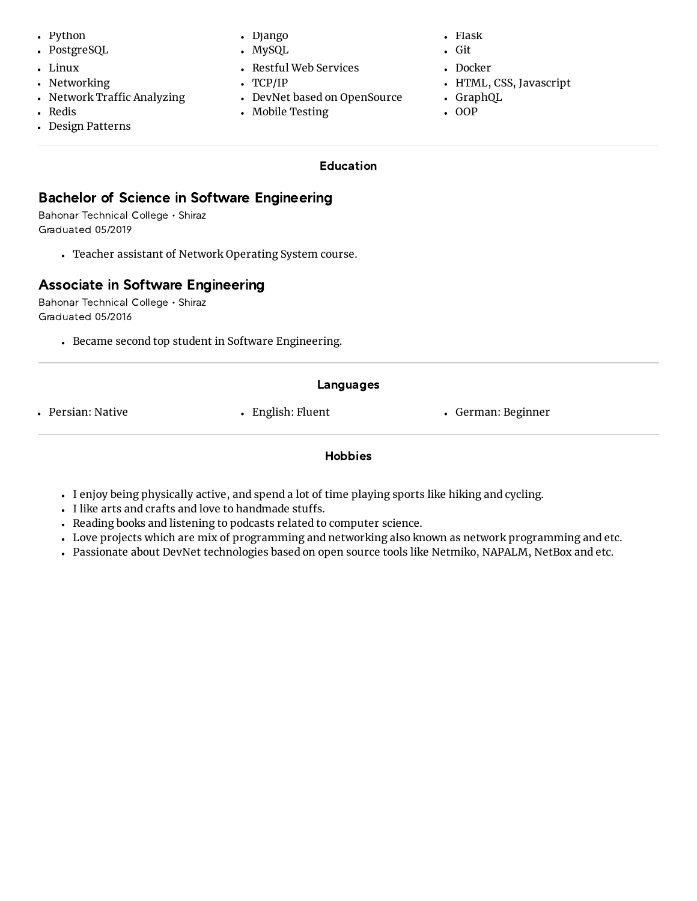- Python
- Django
- Flask
- PostgreSQL
- MySQL
- Git
- Linux
- Restful Web Services
- Docker
- Networking
- TCP/IP
- HTML, CSS, Javascript
- Network Traffic Analyzing
- DevNet based on OpenSource
- GraphQL
- Redis
- Mobile Testing
- OOP
- Design Patterns

## Education

### Bachelor of Science in Software Engineering

Bahonar Technical College • Shiraz
Graduated 05/2019

- Teacher assistant of Network Operating System course.

### Associate in Software Engineering

Bahonar Technical College • Shiraz
Graduated 05/2016

- Became second top student in Software Engineering.

## Languages

- Persian: Native
- English: Fluent
- German: Beginner

## Hobbies

- I enjoy being physically active, and spend a lot of time playing sports like hiking and cycling.
- I like arts and crafts and love to handmade stuffs.
- Reading books and listening to podcasts related to computer science.
- Love projects which are mix of programming and networking also known as network programming and etc.
- Passionate about DevNet technologies based on open source tools like Netmiko, NAPALM, NetBox and etc.